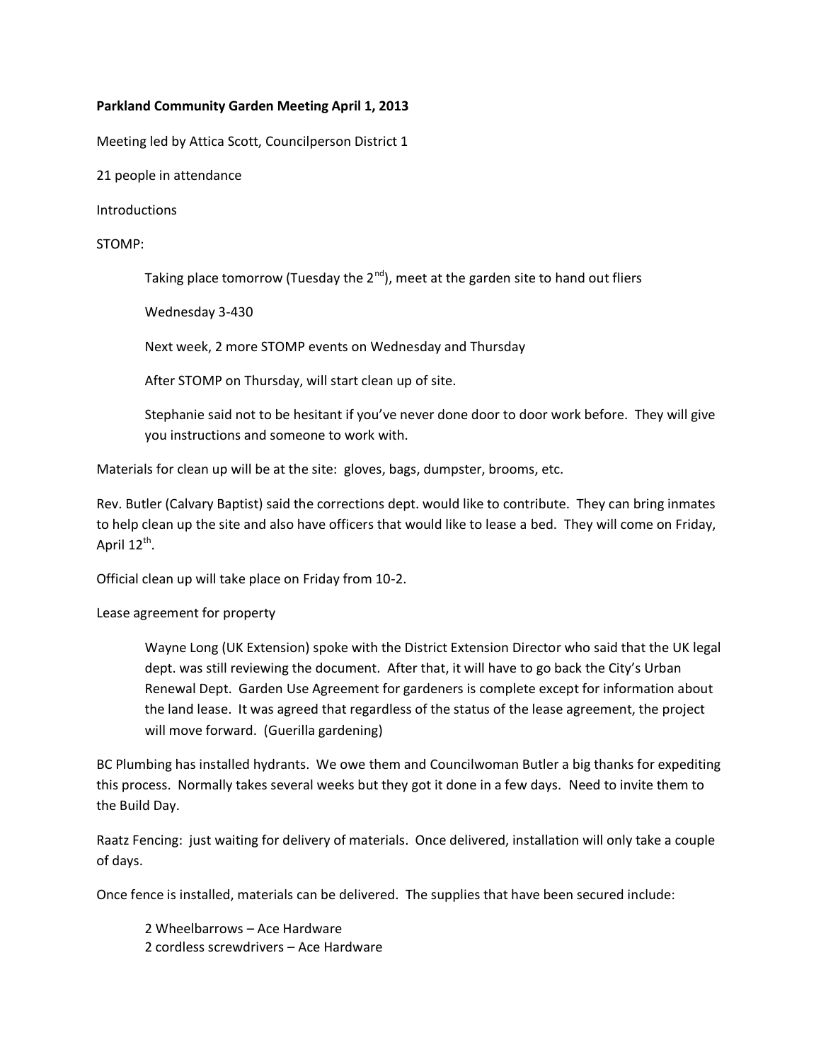**Parkland Community Garden Meeting April 1, 2013**

Meeting led by Attica Scott, Councilperson District 1

21 people in attendance

Introductions

STOMP:

> Taking place tomorrow (Tuesday the 2nd), meet at the garden site to hand out fliers
>
> Wednesday 3-430
>
> Next week, 2 more STOMP events on Wednesday and Thursday
>
> After STOMP on Thursday, will start clean up of site.
>
> Stephanie said not to be hesitant if you've never done door to door work before. They will give you instructions and someone to work with.

Materials for clean up will be at the site: gloves, bags, dumpster, brooms, etc.

Rev. Butler (Calvary Baptist) said the corrections dept. would like to contribute. They can bring inmates to help clean up the site and also have officers that would like to lease a bed. They will come on Friday, April 12th.

Official clean up will take place on Friday from 10-2.

Lease agreement for property

> Wayne Long (UK Extension) spoke with the District Extension Director who said that the UK legal dept. was still reviewing the document. After that, it will have to go back the City's Urban Renewal Dept. Garden Use Agreement for gardeners is complete except for information about the land lease. It was agreed that regardless of the status of the lease agreement, the project will move forward. (Guerilla gardening)

BC Plumbing has installed hydrants. We owe them and Councilwoman Butler a big thanks for expediting this process. Normally takes several weeks but they got it done in a few days. Need to invite them to the Build Day.

Raatz Fencing: just waiting for delivery of materials. Once delivered, installation will only take a couple of days.

Once fence is installed, materials can be delivered. The supplies that have been secured include:

> 2 Wheelbarrows – Ace Hardware
> 2 cordless screwdrivers – Ace Hardware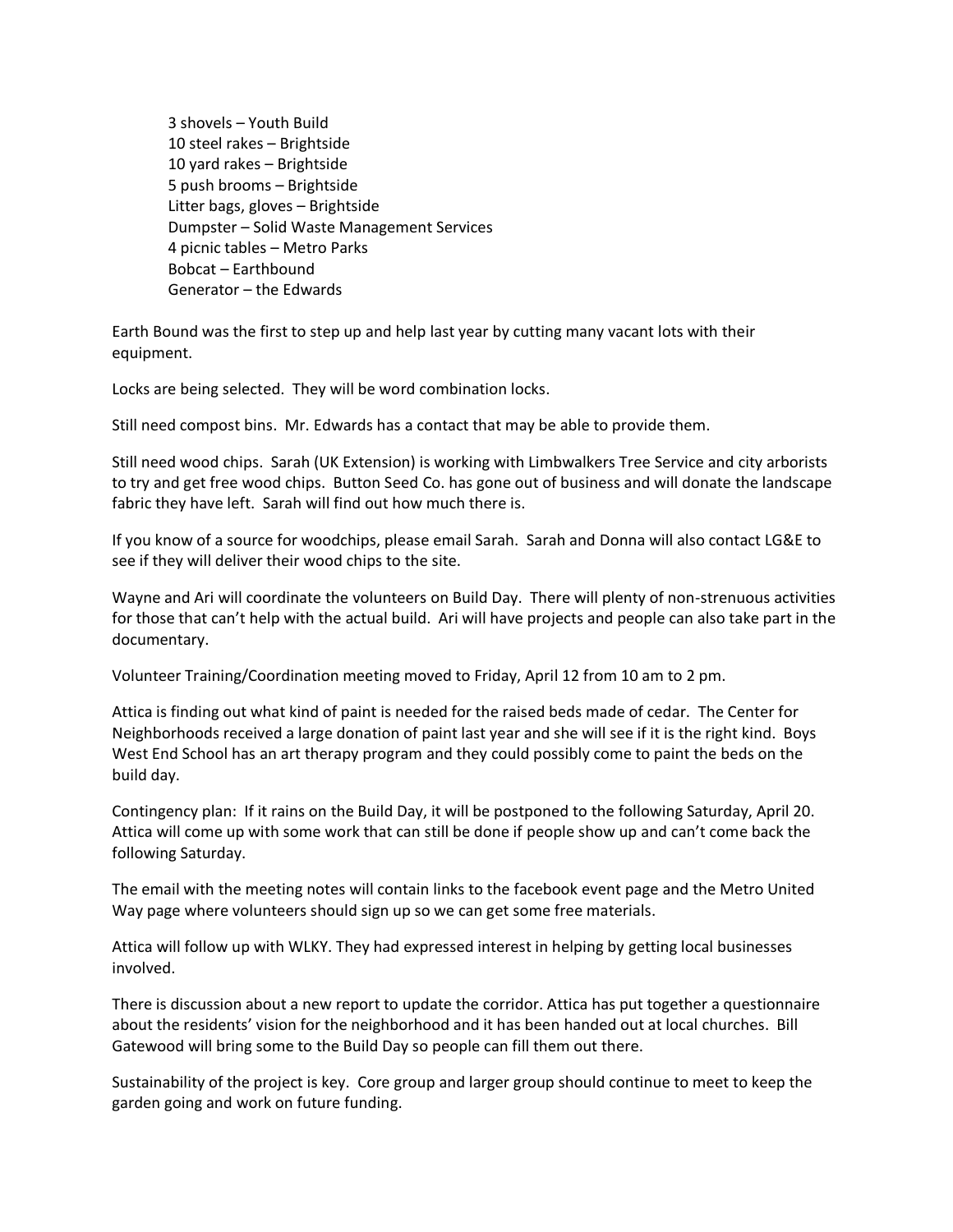3 shovels – Youth Build
10 steel rakes – Brightside
10 yard rakes – Brightside
5 push brooms – Brightside
Litter bags, gloves – Brightside
Dumpster – Solid Waste Management Services
4 picnic tables – Metro Parks
Bobcat – Earthbound
Generator – the Edwards

Earth Bound was the first to step up and help last year by cutting many vacant lots with their equipment.

Locks are being selected. They will be word combination locks.

Still need compost bins. Mr. Edwards has a contact that may be able to provide them.

Still need wood chips. Sarah (UK Extension) is working with Limbwalkers Tree Service and city arborists to try and get free wood chips. Button Seed Co. has gone out of business and will donate the landscape fabric they have left. Sarah will find out how much there is.

If you know of a source for woodchips, please email Sarah. Sarah and Donna will also contact LG&E to see if they will deliver their wood chips to the site.

Wayne and Ari will coordinate the volunteers on Build Day. There will plenty of non-strenuous activities for those that can't help with the actual build. Ari will have projects and people can also take part in the documentary.

Volunteer Training/Coordination meeting moved to Friday, April 12 from 10 am to 2 pm.

Attica is finding out what kind of paint is needed for the raised beds made of cedar. The Center for Neighborhoods received a large donation of paint last year and she will see if it is the right kind. Boys West End School has an art therapy program and they could possibly come to paint the beds on the build day.

Contingency plan: If it rains on the Build Day, it will be postponed to the following Saturday, April 20. Attica will come up with some work that can still be done if people show up and can't come back the following Saturday.

The email with the meeting notes will contain links to the facebook event page and the Metro United Way page where volunteers should sign up so we can get some free materials.

Attica will follow up with WLKY. They had expressed interest in helping by getting local businesses involved.

There is discussion about a new report to update the corridor. Attica has put together a questionnaire about the residents' vision for the neighborhood and it has been handed out at local churches. Bill Gatewood will bring some to the Build Day so people can fill them out there.

Sustainability of the project is key. Core group and larger group should continue to meet to keep the garden going and work on future funding.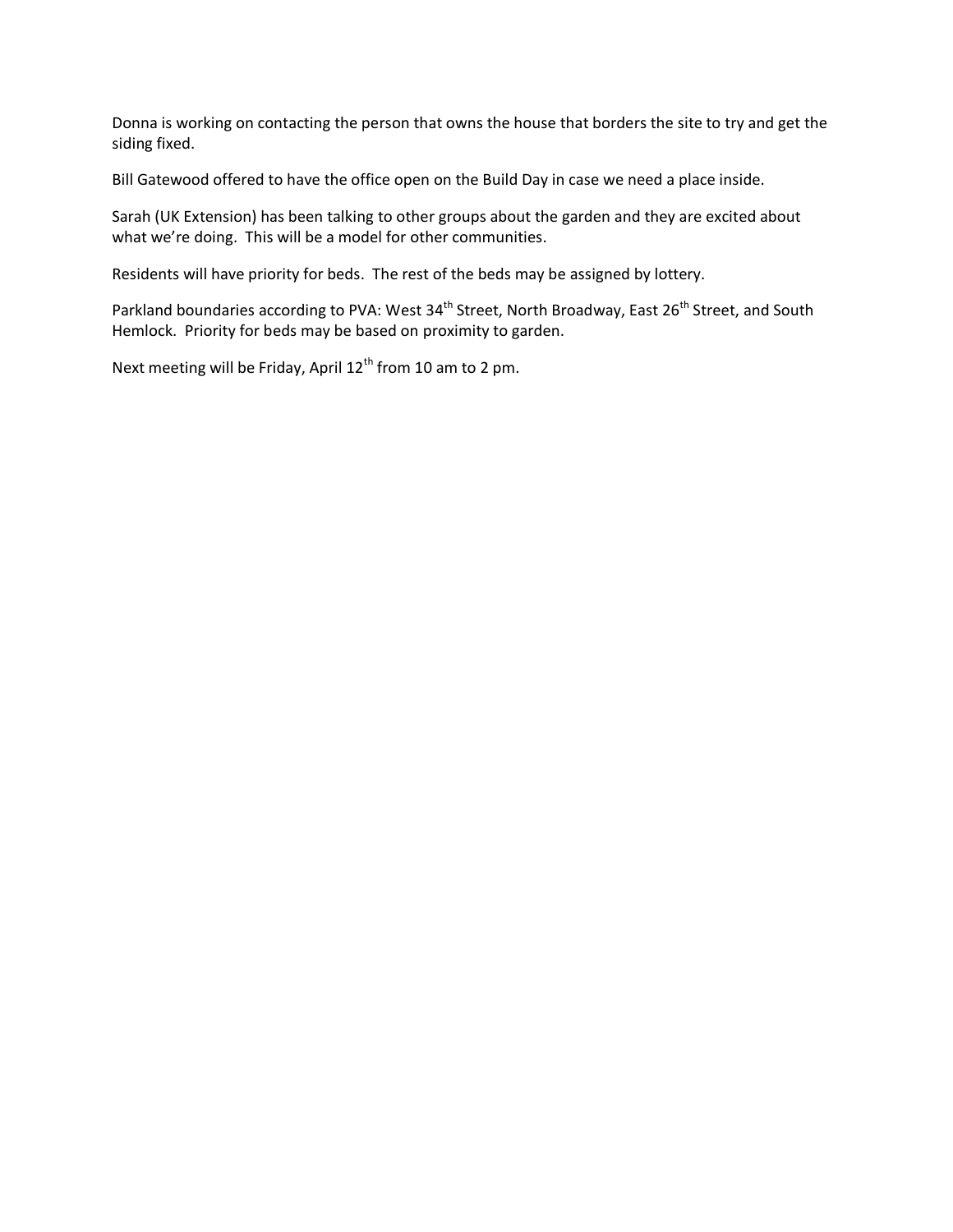Donna is working on contacting the person that owns the house that borders the site to try and get the siding fixed.

Bill Gatewood offered to have the office open on the Build Day in case we need a place inside.

Sarah (UK Extension) has been talking to other groups about the garden and they are excited about what we're doing. This will be a model for other communities.

Residents will have priority for beds. The rest of the beds may be assigned by lottery.

Parkland boundaries according to PVA: West 34th Street, North Broadway, East 26th Street, and South Hemlock. Priority for beds may be based on proximity to garden.

Next meeting will be Friday, April 12th from 10 am to 2 pm.